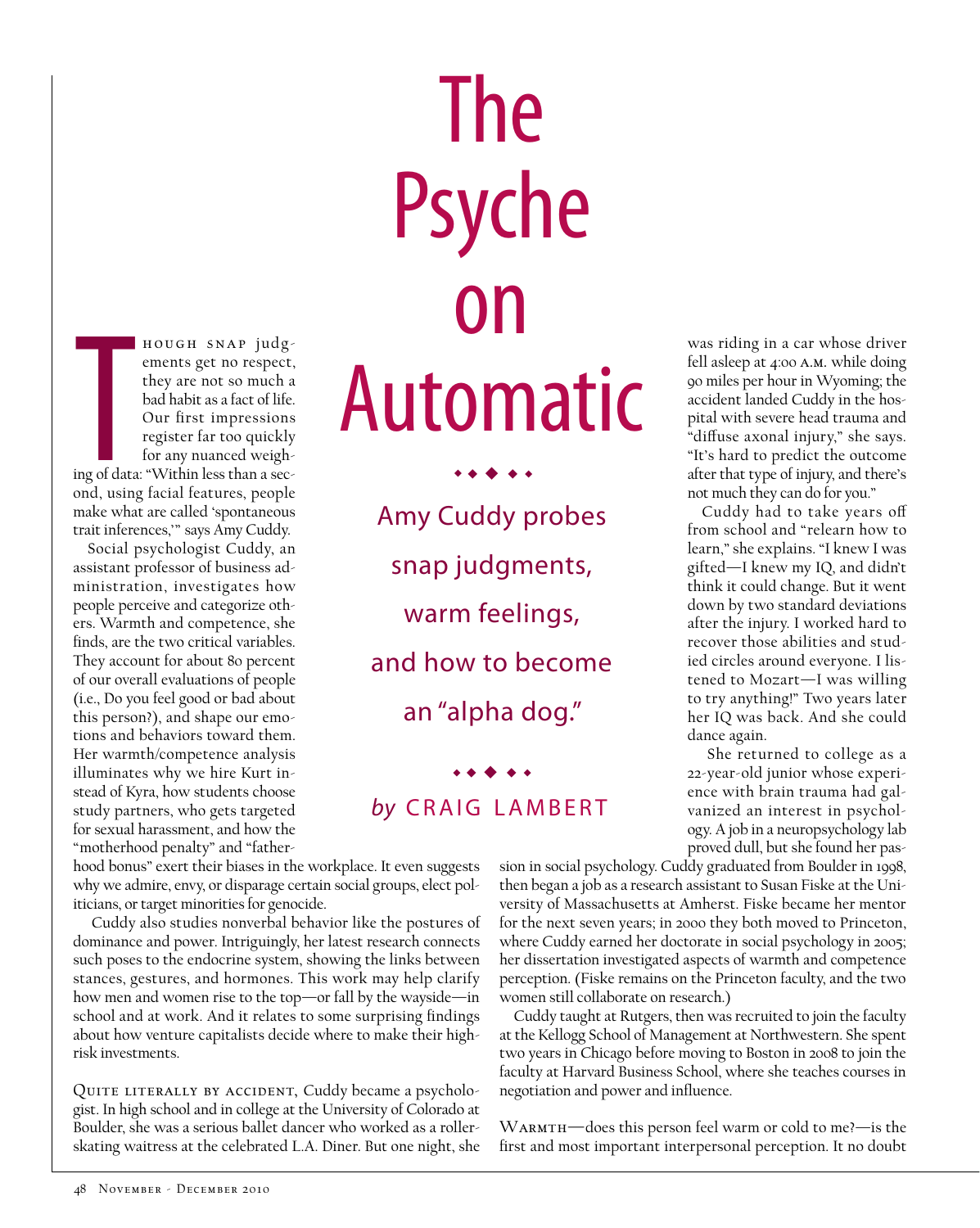# The Psyche on Automatic

◆ ◆ ◆ ◆ ◆

## Amy Cuddy probes snap judgments, warm feelings, and how to become an "alpha dog."

◆ ◆ ◆ ◆ ◆

*by* CRAIG LAMBERT

Though snap judgements get no respect, they are not so much a bad habit as a fact of life. Our first impressions register far too quickly for any nuanced weighing of data: "Within less than a second, using facial features, people make what are called 'spontaneous trait inferences,'" says Amy Cuddy.

Social psychologist Cuddy, an assistant professor of business administration, investigates how people perceive and categorize others. Warmth and competence, she finds, are the two critical variables. They account for about 80 percent of our overall evaluations of people (i.e., Do you feel good or bad about this person?), and shape our emotions and behaviors toward them. Her warmth/competence analysis illuminates why we hire Kurt instead of Kyra, how students choose study partners, who gets targeted for sexual harassment, and how the "motherhood penalty" and "fatherhood bonus" exert their biases in the workplace. It even suggests why we admire, envy, or disparage certain social groups, elect politicians, or target minorities for genocide.

Cuddy also studies nonverbal behavior like the postures of dominance and power. Intriguingly, her latest research connects such poses to the endocrine system, showing the links between stances, gestures, and hormones. This work may help clarify how men and women rise to the top—or fall by the wayside—in school and at work. And it relates to some surprising findings about how venture capitalists decide where to make their high-risk investments.

Quite literally by accident, Cuddy became a psychologist. In high school and in college at the University of Colorado at Boulder, she was a serious ballet dancer who worked as a roller-skating waitress at the celebrated L.A. Diner. But one night, she was riding in a car whose driver fell asleep at 4:00 A.M. while doing 90 miles per hour in Wyoming; the accident landed Cuddy in the hospital with severe head trauma and "diffuse axonal injury," she says. "It's hard to predict the outcome after that type of injury, and there's not much they can do for you."

Cuddy had to take years off from school and "relearn how to learn," she explains. "I knew I was gifted—I knew my IQ, and didn't think it could change. But it went down by two standard deviations after the injury. I worked hard to recover those abilities and studied circles around everyone. I listened to Mozart—I was willing to try anything!" Two years later her IQ was back. And she could dance again.

She returned to college as a 22-year-old junior whose experience with brain trauma had galvanized an interest in psychology. A job in a neuropsychology lab proved dull, but she found her passion in social psychology. Cuddy graduated from Boulder in 1998, then began a job as a research assistant to Susan Fiske at the University of Massachusetts at Amherst. Fiske became her mentor for the next seven years; in 2000 they both moved to Princeton, where Cuddy earned her doctorate in social psychology in 2005; her dissertation investigated aspects of warmth and competence perception. (Fiske remains on the Princeton faculty, and the two women still collaborate on research.)

Cuddy taught at Rutgers, then was recruited to join the faculty at the Kellogg School of Management at Northwestern. She spent two years in Chicago before moving to Boston in 2008 to join the faculty at Harvard Business School, where she teaches courses in negotiation and power and influence.

Warmth—does this person feel warm or cold to me?—is the first and most important interpersonal perception. It no doubt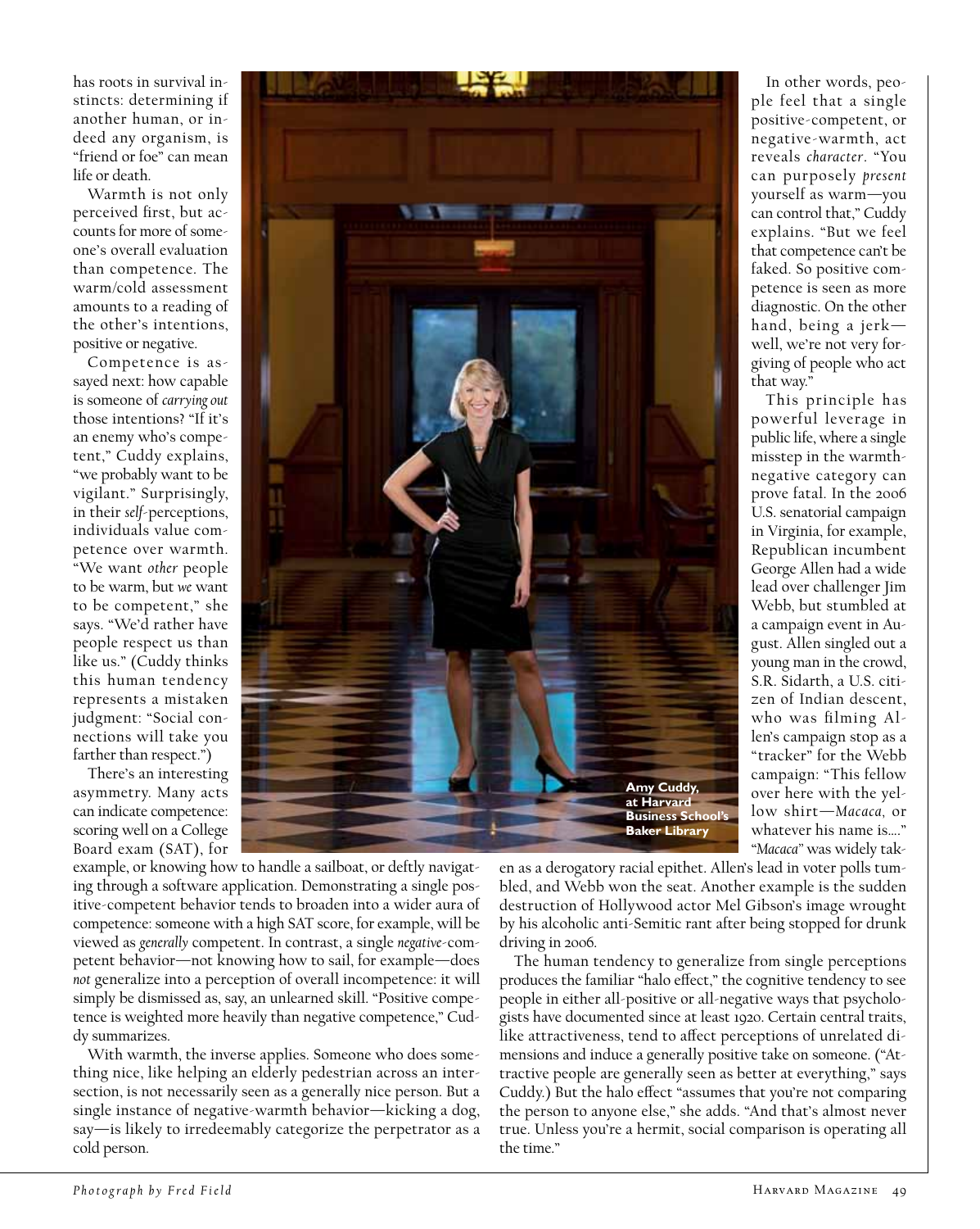has roots in survival instincts: determining if another human, or indeed any organism, is "friend or foe" can mean life or death.

Warmth is not only perceived first, but accounts for more of someone's overall evaluation than competence. The warm/cold assessment amounts to a reading of the other's intentions, positive or negative.

Competence is assayed next: how capable is someone of *carrying out* those intentions? "If it's an enemy who's competent," Cuddy explains, "we probably want to be vigilant." Surprisingly, in their *self*-perceptions, individuals value competence over warmth. "We want *other* people to be warm, but *we* want to be competent," she says. "We'd rather have people respect us than like us." (Cuddy thinks this human tendency represents a mistaken judgment: "Social connections will take you farther than respect.")

There's an interesting asymmetry. Many acts can indicate competence: scoring well on a College Board exam (SAT), for example, or knowing how to handle a sailboat, or deftly navigating through a software application. Demonstrating a single positive-competent behavior tends to broaden into a wider aura of competence: someone with a high SAT score, for example, will be viewed as *generally* competent. In contrast, a single *negative*-competent behavior—not knowing how to sail, for example—does *not* generalize into a perception of overall incompetence: it will simply be dismissed as, say, an unlearned skill. "Positive competence is weighted more heavily than negative competence," Cuddy summarizes.

With warmth, the inverse applies. Someone who does something nice, like helping an elderly pedestrian across an intersection, is not necessarily seen as a generally nice person. But a single instance of negative-warmth behavior—kicking a dog, say—is likely to irredeemably categorize the perpetrator as a cold person.

**Amy Cuddy, at Harvard Business School's Baker Library**

In other words, people feel that a single positive-competent, or negative-warmth, act reveals *character*. "You can purposely *present* yourself as warm—you can control that," Cuddy explains. "But we feel that competence can't be faked. So positive competence is seen as more diagnostic. On the other hand, being a jerk—well, we're not very forgiving of people who act that way."

This principle has powerful leverage in public life, where a single misstep in the warmth-negative category can prove fatal. In the 2006 U.S. senatorial campaign in Virginia, for example, Republican incumbent George Allen had a wide lead over challenger Jim Webb, but stumbled at a campaign event in August. Allen singled out a young man in the crowd, S.R. Sidarth, a U.S. citizen of Indian descent, who was filming Allen's campaign stop as a "tracker" for the Webb campaign: "This fellow over here with the yellow shirt—*Macaca*, or whatever his name is...." "*Macaca*" was widely taken as a derogatory racial epithet. Allen's lead in voter polls tumbled, and Webb won the seat. Another example is the sudden destruction of Hollywood actor Mel Gibson's image wrought by his alcoholic anti-Semitic rant after being stopped for drunk driving in 2006.

The human tendency to generalize from single perceptions produces the familiar "halo effect," the cognitive tendency to see people in either all-positive or all-negative ways that psychologists have documented since at least 1920. Certain central traits, like attractiveness, tend to affect perceptions of unrelated dimensions and induce a generally positive take on someone. ("Attractive people are generally seen as better at everything," says Cuddy.) But the halo effect "assumes that you're not comparing the person to anyone else," she adds. "And that's almost never true. Unless you're a hermit, social comparison is operating all the time."

*Photograph by Fred Field*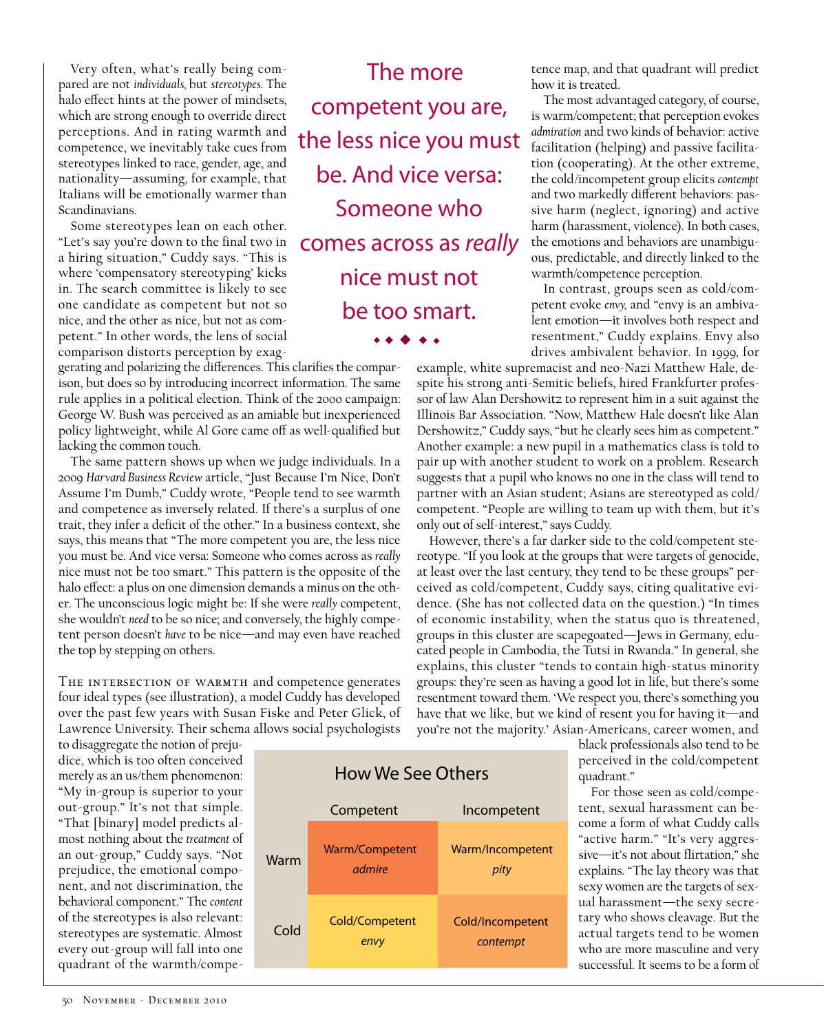Very often, what's really being compared are not *individuals*, but *stereotypes*. The halo effect hints at the power of mindsets, which are strong enough to override direct perceptions. And in rating warmth and competence, we inevitably take cues from stereotypes linked to race, gender, age, and nationality—assuming, for example, that Italians will be emotionally warmer than Scandinavians.

Some stereotypes lean on each other. "Let's say you're down to the final two in a hiring situation," Cuddy says. "This is where 'compensatory stereotyping' kicks in. The search committee is likely to see one candidate as competent but not so nice, and the other as nice, but not as competent." In other words, the lens of social comparison distorts perception by exaggerating and polarizing the differences. This clarifies the comparison, but does so by introducing incorrect information. The same rule applies in a political election. Think of the 2000 campaign: George W. Bush was perceived as an amiable but inexperienced policy lightweight, while Al Gore came off as well-qualified but lacking the common touch.

The same pattern shows up when we judge individuals. In a 2009 *Harvard Business Review* article, "Just Because I'm Nice, Don't Assume I'm Dumb," Cuddy wrote, "People tend to see warmth and competence as inversely related. If there's a surplus of one trait, they infer a deficit of the other." In a business context, she says, this means that "The more competent you are, the less nice you must be. And vice versa: Someone who comes across as *really* nice must not be too smart." This pattern is the opposite of the halo effect: a plus on one dimension demands a minus on the other. The unconscious logic might be: If she were *really* competent, she wouldn't *need* to be so nice; and conversely, the highly competent person doesn't *have* to be nice—and may even have reached the top by stepping on others.

> The more competent you are, the less nice you must be. And vice versa: Someone who comes across as *really* nice must not be too smart.

The intersection of warmth and competence generates four ideal types (see illustration), a model Cuddy has developed over the past few years with Susan Fiske and Peter Glick, of Lawrence University. Their schema allows social psychologists to disaggregate the notion of prejudice, which is too often conceived merely as an us/them phenomenon: "My in-group is superior to your out-group." It's not that simple. "That [binary] model predicts almost nothing about the *treatment* of an out-group," Cuddy says. "Not prejudice, the emotional component, and not discrimination, the behavioral component." The *content* of the stereotypes is also relevant: stereotypes are systematic. Almost every out-group will fall into one quadrant of the warmth/competence map, and that quadrant will predict how it is treated.

**How We See Others**

| | Competent | Incompetent |
|---|---|---|
| Warm | Warm/Competent *admire* | Warm/Incompetent *pity* |
| Cold | Cold/Competent *envy* | Cold/Incompetent *contempt* |

The most advantaged category, of course, is warm/competent; that perception evokes *admiration* and two kinds of behavior: active facilitation (helping) and passive facilitation (cooperating). At the other extreme, the cold/incompetent group elicits *contempt* and two markedly different behaviors: passive harm (neglect, ignoring) and active harm (harassment, violence). In both cases, the emotions and behaviors are unambiguous, predictable, and directly linked to the warmth/competence perception.

In contrast, groups seen as cold/competent evoke *envy*, and "envy is an ambivalent emotion—it involves both respect and resentment," Cuddy explains. Envy also drives ambivalent behavior. In 1999, for example, white supremacist and neo-Nazi Matthew Hale, despite his strong anti-Semitic beliefs, hired Frankfurter professor of law Alan Dershowitz to represent him in a suit against the Illinois Bar Association. "Now, Matthew Hale doesn't like Alan Dershowitz," Cuddy says, "but he clearly sees him as competent." Another example: a new pupil in a mathematics class is told to pair up with another student to work on a problem. Research suggests that a pupil who knows no one in the class will tend to partner with an Asian student; Asians are stereotyped as cold/competent. "People are willing to team up with them, but it's only out of self-interest," says Cuddy.

However, there's a far darker side to the cold/competent stereotype. "If you look at the groups that were targets of genocide, at least over the last century, they tend to be these groups" perceived as cold/competent, Cuddy says, citing qualitative evidence. (She has not collected data on the question.) "In times of economic instability, when the status quo is threatened, groups in this cluster are scapegoated—Jews in Germany, educated people in Cambodia, the Tutsi in Rwanda." In general, she explains, this cluster "tends to contain high-status minority groups: they're seen as having a good lot in life, but there's some resentment toward them. 'We respect you, there's something you have that we like, but we kind of resent you for having it—and you're not the majority.' Asian-Americans, career women, and black professionals also tend to be perceived in the cold/competent quadrant."

For those seen as cold/competent, sexual harassment can become a form of what Cuddy calls "active harm." "It's very aggressive—it's not about flirtation," she explains. "The lay theory was that sexy women are the targets of sexual harassment—the sexy secretary who shows cleavage. But the actual targets tend to be women who are more masculine and very successful. It seems to be a form of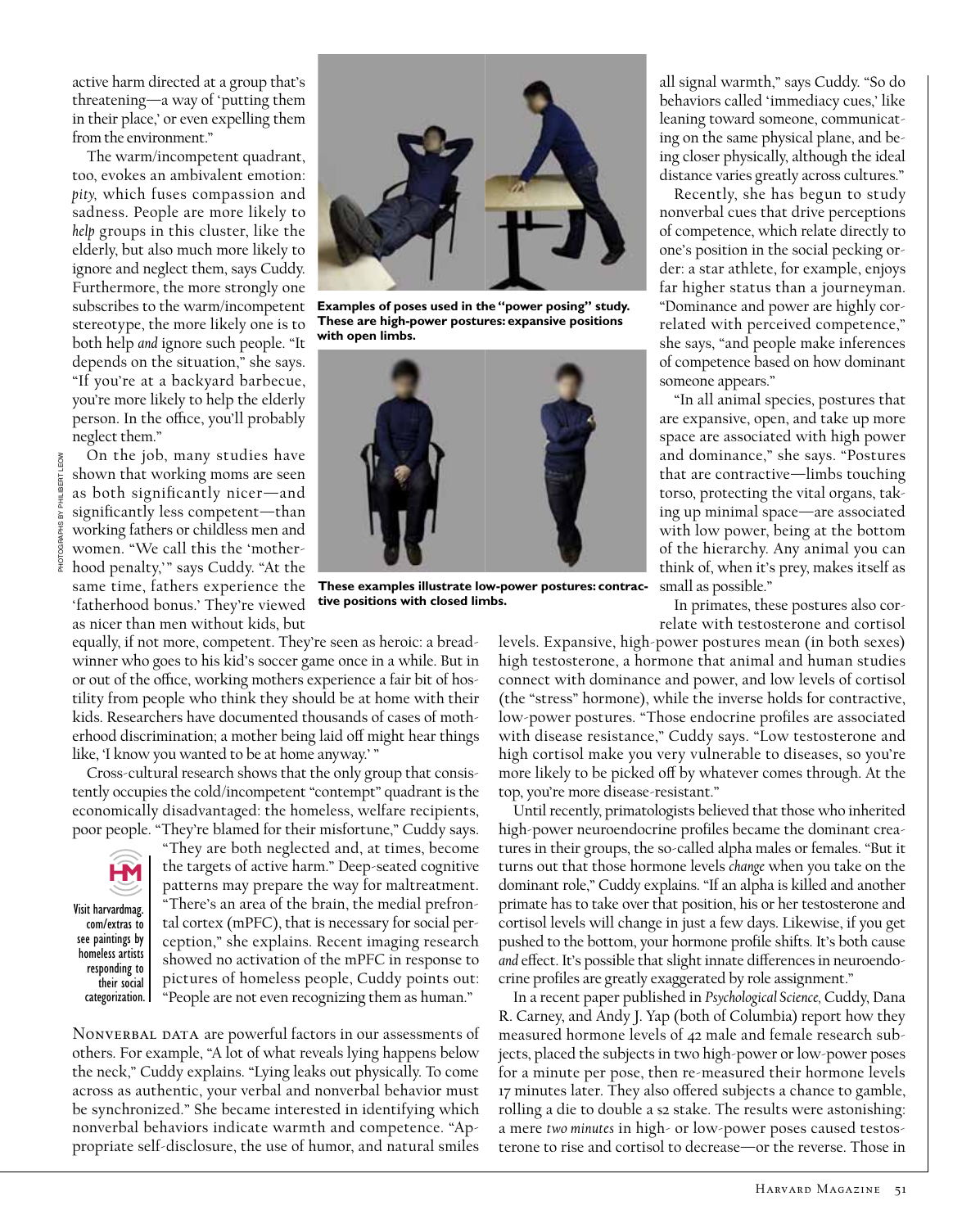active harm directed at a group that's threatening—a way of 'putting them in their place,' or even expelling them from the environment."

The warm/incompetent quadrant, too, evokes an ambivalent emotion: *pity,* which fuses compassion and sadness. People are more likely to *help* groups in this cluster, like the elderly, but also much more likely to ignore and neglect them, says Cuddy. Furthermore, the more strongly one subscribes to the warm/incompetent stereotype, the more likely one is to both help *and* ignore such people. "It depends on the situation," she says. "If you're at a backyard barbecue, you're more likely to help the elderly person. In the office, you'll probably neglect them."

On the job, many studies have shown that working moms are seen as both significantly nicer—and significantly less competent—than working fathers or childless men and women. "We call this the 'motherhood penalty,'" says Cuddy. "At the same time, fathers experience the 'fatherhood bonus.' They're viewed as nicer than men without kids, but equally, if not more, competent. They're seen as heroic: a breadwinner who goes to his kid's soccer game once in a while. But in or out of the office, working mothers experience a fair bit of hostility from people who think they should be at home with their kids. Researchers have documented thousands of cases of motherhood discrimination; a mother being laid off might hear things like, 'I know you wanted to be at home anyway.'"

Cross-cultural research shows that the only group that consistently occupies the cold/incompetent "contempt" quadrant is the economically disadvantaged: the homeless, welfare recipients, poor people. "They're blamed for their misfortune," Cuddy says. "They are both neglected and, at times, become the targets of active harm." Deep-seated cognitive patterns may prepare the way for maltreatment. "There's an area of the brain, the medial prefrontal cortex (mPFC), that is necessary for social perception," she explains. Recent imaging research showed no activation of the mPFC in response to pictures of homeless people, Cuddy points out: "People are not even recognizing them as human."

Visit harvardmag.com/extras to see paintings by homeless artists responding to their social categorization.

Examples of poses used in the "power posing" study. These are high-power postures: expansive positions with open limbs.

These examples illustrate low-power postures: contractive positions with closed limbs.

PHOTOGRAPHS BY PHILIBERT LEOW

NONVERBAL DATA are powerful factors in our assessments of others. For example, "A lot of what reveals lying happens below the neck," Cuddy explains. "Lying leaks out physically. To come across as authentic, your verbal and nonverbal behavior must be synchronized." She became interested in identifying which nonverbal behaviors indicate warmth and competence. "Appropriate self-disclosure, the use of humor, and natural smiles all signal warmth," says Cuddy. "So do behaviors called 'immediacy cues,' like leaning toward someone, communicating on the same physical plane, and being closer physically, although the ideal distance varies greatly across cultures."

Recently, she has begun to study nonverbal cues that drive perceptions of competence, which relate directly to one's position in the social pecking order: a star athlete, for example, enjoys far higher status than a journeyman. "Dominance and power are highly correlated with perceived competence," she says, "and people make inferences of competence based on how dominant someone appears."

"In all animal species, postures that are expansive, open, and take up more space are associated with high power and dominance," she says. "Postures that are contractive—limbs touching torso, protecting the vital organs, taking up minimal space—are associated with low power, being at the bottom of the hierarchy. Any animal you can think of, when it's prey, makes itself as small as possible."

In primates, these postures also correlate with testosterone and cortisol levels. Expansive, high-power postures mean (in both sexes) high testosterone, a hormone that animal and human studies connect with dominance and power, and low levels of cortisol (the "stress" hormone), while the inverse holds for contractive, low-power postures. "Those endocrine profiles are associated with disease resistance," Cuddy says. "Low testosterone and high cortisol make you very vulnerable to diseases, so you're more likely to be picked off by whatever comes through. At the top, you're more disease-resistant."

Until recently, primatologists believed that those who inherited high-power neuroendocrine profiles became the dominant creatures in their groups, the so-called alpha males or females. "But it turns out that those hormone levels *change* when you take on the dominant role," Cuddy explains. "If an alpha is killed and another primate has to take over that position, his or her testosterone and cortisol levels will change in just a few days. Likewise, if you get pushed to the bottom, your hormone profile shifts. It's both cause *and* effect. It's possible that slight innate differences in neuroendocrine profiles are greatly exaggerated by role assignment."

In a recent paper published in *Psychological Science,* Cuddy, Dana R. Carney, and Andy J. Yap (both of Columbia) report how they measured hormone levels of 42 male and female research subjects, placed the subjects in two high-power or low-power poses for a minute per pose, then re-measured their hormone levels 17 minutes later. They also offered subjects a chance to gamble, rolling a die to double a \$2 stake. The results were astonishing: a mere *two minutes* in high- or low-power poses caused testosterone to rise and cortisol to decrease—or the reverse. Those in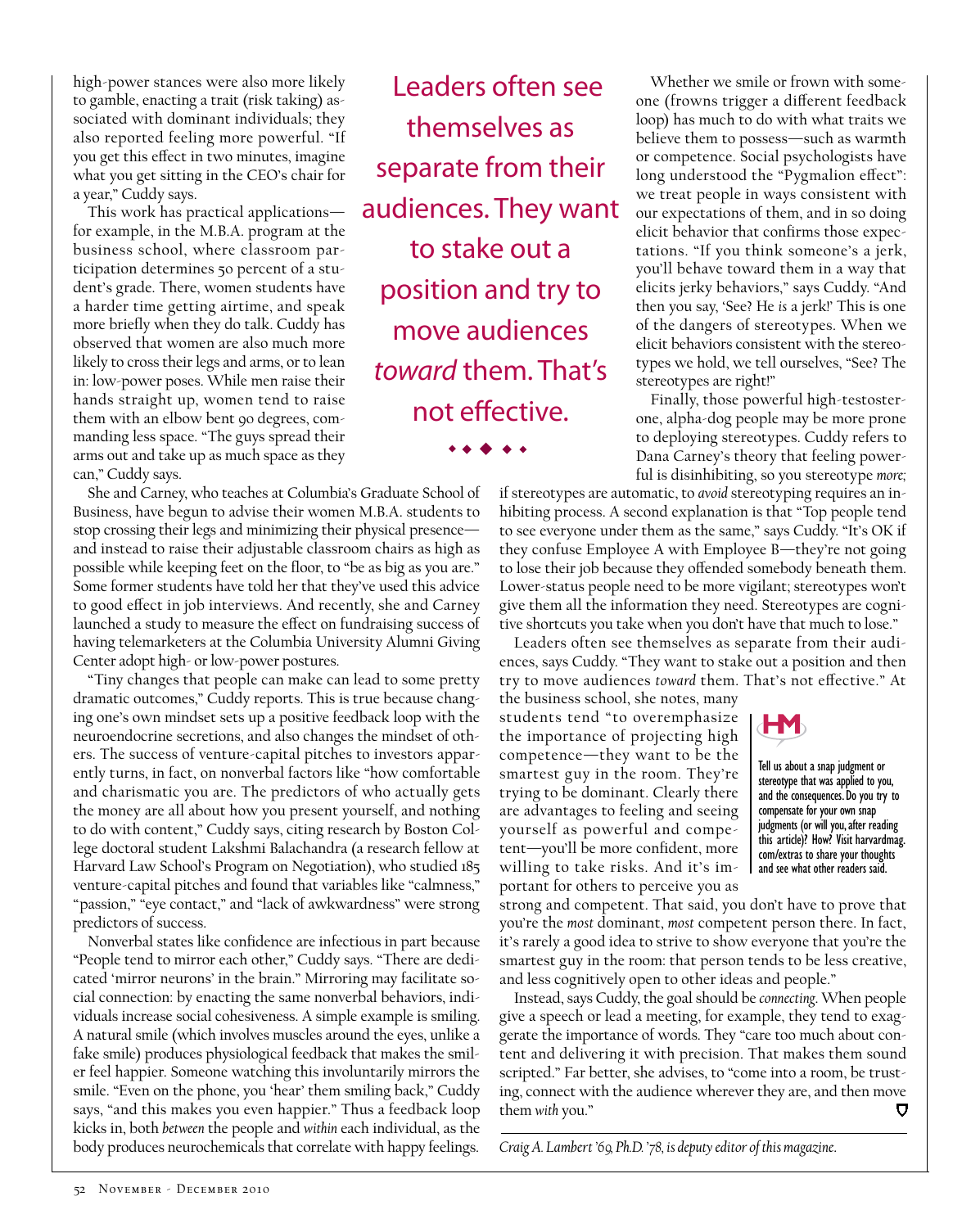high-power stances were also more likely to gamble, enacting a trait (risk taking) associated with dominant individuals; they also reported feeling more powerful. "If you get this effect in two minutes, imagine what you get sitting in the CEO's chair for a year," Cuddy says.

This work has practical applications—for example, in the M.B.A. program at the business school, where classroom participation determines 50 percent of a student's grade. There, women students have a harder time getting airtime, and speak more briefly when they do talk. Cuddy has observed that women are also much more likely to cross their legs and arms, or to lean in: low-power poses. While men raise their hands straight up, women tend to raise them with an elbow bent 90 degrees, commanding less space. "The guys spread their arms out and take up as much space as they can," Cuddy says.

She and Carney, who teaches at Columbia's Graduate School of Business, have begun to advise their women M.B.A. students to stop crossing their legs and minimizing their physical presence—and instead to raise their adjustable classroom chairs as high as possible while keeping feet on the floor, to "be as big as you are." Some former students have told her that they've used this advice to good effect in job interviews. And recently, she and Carney launched a study to measure the effect on fundraising success of having telemarketers at the Columbia University Alumni Giving Center adopt high- or low-power postures.

"Tiny changes that people can make can lead to some pretty dramatic outcomes," Cuddy reports. This is true because changing one's own mindset sets up a positive feedback loop with the neuroendocrine secretions, and also changes the mindset of others. The success of venture-capital pitches to investors apparently turns, in fact, on nonverbal factors like "how comfortable and charismatic you are. The predictors of who actually gets the money are all about how you present yourself, and nothing to do with content," Cuddy says, citing research by Boston College doctoral student Lakshmi Balachandra (a research fellow at Harvard Law School's Program on Negotiation), who studied 185 venture-capital pitches and found that variables like "calmness," "passion," "eye contact," and "lack of awkwardness" were strong predictors of success.

Nonverbal states like confidence are infectious in part because "People tend to mirror each other," Cuddy says. "There are dedicated 'mirror neurons' in the brain." Mirroring may facilitate social connection: by enacting the same nonverbal behaviors, individuals increase social cohesiveness. A simple example is smiling. A natural smile (which involves muscles around the eyes, unlike a fake smile) produces physiological feedback that makes the smiler feel happier. Someone watching this involuntarily mirrors the smile. "Even on the phone, you 'hear' them smiling back," Cuddy says, "and this makes you even happier." Thus a feedback loop kicks in, both *between* the people and *within* each individual, as the body produces neurochemicals that correlate with happy feelings.

> Leaders often see themselves as separate from their audiences. They want to stake out a position and try to move audiences *toward* them. That's not effective.

Whether we smile or frown with someone (frowns trigger a different feedback loop) has much to do with what traits we believe them to possess—such as warmth or competence. Social psychologists have long understood the "Pygmalion effect": we treat people in ways consistent with our expectations of them, and in so doing elicit behavior that confirms those expectations. "If you think someone's a jerk, you'll behave toward them in a way that elicits jerky behaviors," says Cuddy. "And then you say, 'See? He *is* a jerk!' This is one of the dangers of stereotypes. When we elicit behaviors consistent with the stereotypes we hold, we tell ourselves, "See? The stereotypes are right!"

Finally, those powerful high-testosterone, alpha-dog people may be more prone to deploying stereotypes. Cuddy refers to Dana Carney's theory that feeling powerful is disinhibiting, so you stereotype *more*; if stereotypes are automatic, to *avoid* stereotyping requires an inhibiting process. A second explanation is that "Top people tend to see everyone under them as the same," says Cuddy. "It's OK if they confuse Employee A with Employee B—they're not going to lose their job because they offended somebody beneath them. Lower-status people need to be more vigilant; stereotypes won't give them all the information they need. Stereotypes are cognitive shortcuts you take when you don't have that much to lose."

Leaders often see themselves as separate from their audiences, says Cuddy. "They want to stake out a position and then try to move audiences *toward* them. That's not effective." At the business school, she notes, many students tend "to overemphasize the importance of projecting high competence—they want to be the smartest guy in the room. They're trying to be dominant. Clearly there are advantages to feeling and seeing yourself as powerful and competent—you'll be more confident, more willing to take risks. And it's important for others to perceive you as strong and competent. That said, you don't have to prove that you're the *most* dominant, *most* competent person there. In fact, it's rarely a good idea to strive to show everyone that you're the smartest guy in the room: that person tends to be less creative, and less cognitively open to other ideas and people."

> **HM**
>
> Tell us about a snap judgment or stereotype that was applied to you, and the consequences. Do you try to compensate for your own snap judgments (or will you, after reading this article)? How? Visit harvardmag.com/extras to share your thoughts and see what other readers said.

Instead, says Cuddy, the goal should be *connecting*. When people give a speech or lead a meeting, for example, they tend to exaggerate the importance of words. They "care too much about content and delivering it with precision. That makes them sound scripted." Far better, she advises, to "come into a room, be trusting, connect with the audience wherever they are, and then move them *with* you."

*Craig A. Lambert '69, Ph.D. '78, is deputy editor of this magazine.*